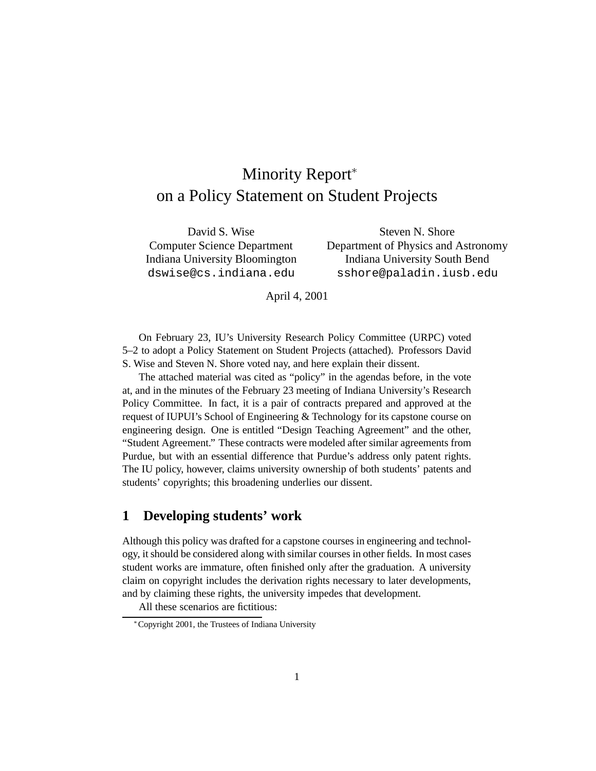# Minority Report[*] on a Policy Statement on Student Projects

David S. Wise
Computer Science Department
Indiana University Bloomington
dswise@cs.indiana.edu

Steven N. Shore
Department of Physics and Astronomy
Indiana University South Bend
sshore@paladin.iusb.edu

April 4, 2001

On February 23, IU's University Research Policy Committee (URPC) voted 5–2 to adopt a Policy Statement on Student Projects (attached). Professors David S. Wise and Steven N. Shore voted nay, and here explain their dissent.

The attached material was cited as "policy" in the agendas before, in the vote at, and in the minutes of the February 23 meeting of Indiana University's Research Policy Committee. In fact, it is a pair of contracts prepared and approved at the request of IUPUI's School of Engineering & Technology for its capstone course on engineering design. One is entitled "Design Teaching Agreement" and the other, "Student Agreement." These contracts were modeled after similar agreements from Purdue, but with an essential difference that Purdue's address only patent rights. The IU policy, however, claims university ownership of both students' patents and students' copyrights; this broadening underlies our dissent.

## 1 Developing students' work

Although this policy was drafted for a capstone courses in engineering and technology, it should be considered along with similar courses in other fields. In most cases student works are immature, often finished only after the graduation. A university claim on copyright includes the derivation rights necessary to later developments, and by claiming these rights, the university impedes that development.

All these scenarios are fictitious:

[*] Copyright 2001, the Trustees of Indiana University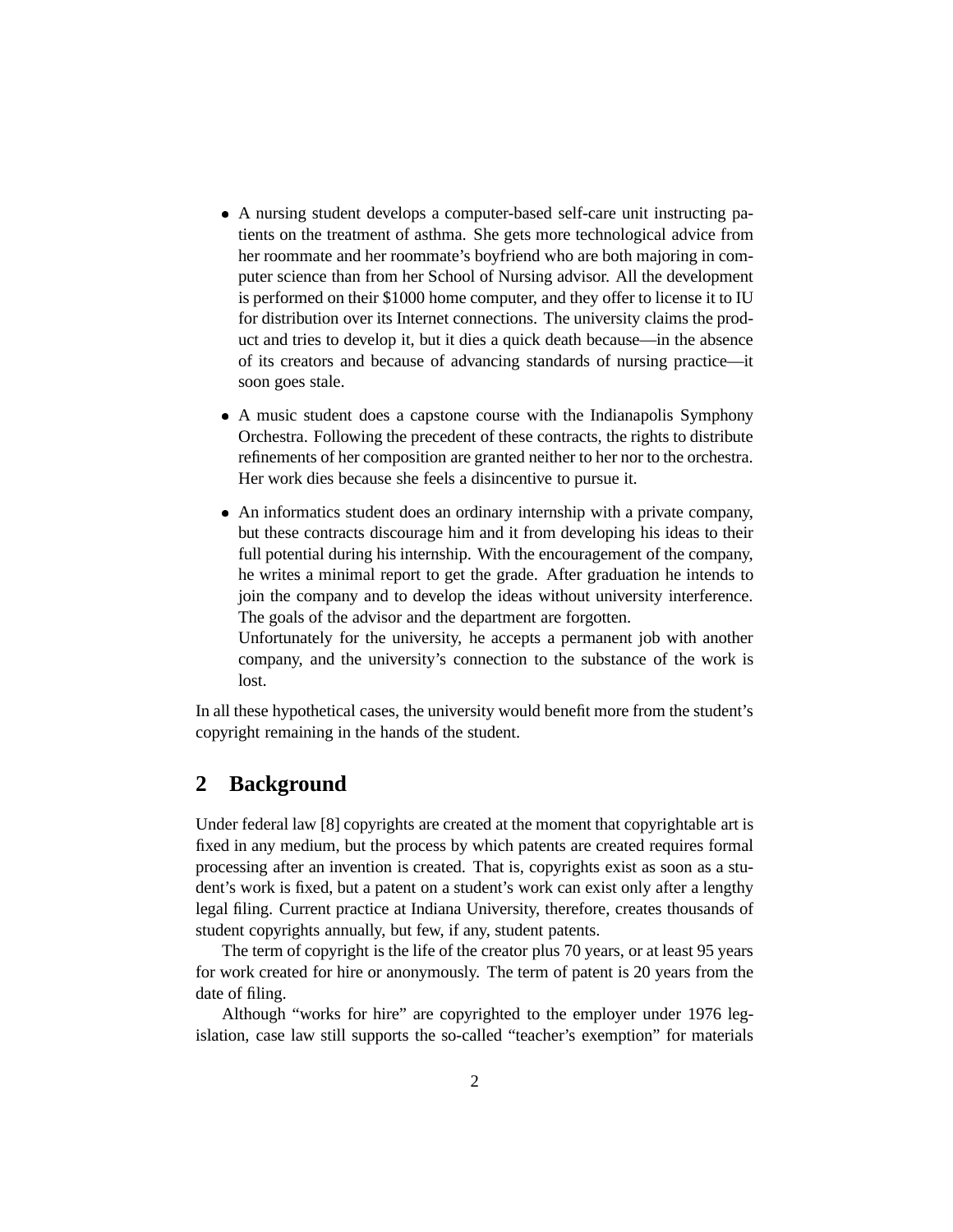- A nursing student develops a computer-based self-care unit instructing patients on the treatment of asthma. She gets more technological advice from her roommate and her roommate's boyfriend who are both majoring in computer science than from her School of Nursing advisor. All the development is performed on their $1000 home computer, and they offer to license it to IU for distribution over its Internet connections. The university claims the product and tries to develop it, but it dies a quick death because—in the absence of its creators and because of advancing standards of nursing practice—it soon goes stale.

- A music student does a capstone course with the Indianapolis Symphony Orchestra. Following the precedent of these contracts, the rights to distribute refinements of her composition are granted neither to her nor to the orchestra. Her work dies because she feels a disincentive to pursue it.

- An informatics student does an ordinary internship with a private company, but these contracts discourage him and it from developing his ideas to their full potential during his internship. With the encouragement of the company, he writes a minimal report to get the grade. After graduation he intends to join the company and to develop the ideas without university interference. The goals of the advisor and the department are forgotten.

  Unfortunately for the university, he accepts a permanent job with another company, and the university's connection to the substance of the work is lost.

In all these hypothetical cases, the university would benefit more from the student's copyright remaining in the hands of the student.

## 2 Background

Under federal law [8] copyrights are created at the moment that copyrightable art is fixed in any medium, but the process by which patents are created requires formal processing after an invention is created. That is, copyrights exist as soon as a student's work is fixed, but a patent on a student's work can exist only after a lengthy legal filing. Current practice at Indiana University, therefore, creates thousands of student copyrights annually, but few, if any, student patents.

The term of copyright is the life of the creator plus 70 years, or at least 95 years for work created for hire or anonymously. The term of patent is 20 years from the date of filing.

Although "works for hire" are copyrighted to the employer under 1976 legislation, case law still supports the so-called "teacher's exemption" for materials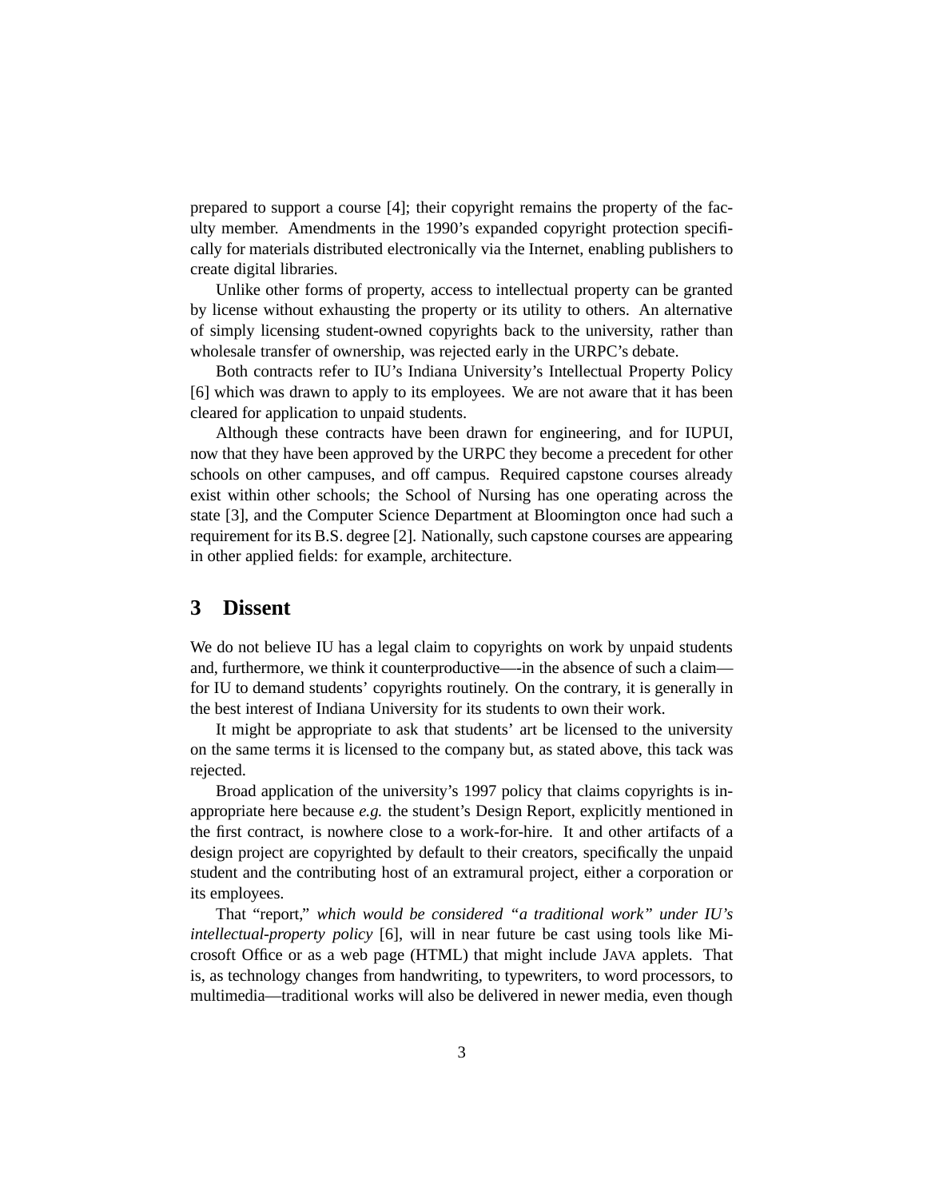prepared to support a course [4]; their copyright remains the property of the faculty member. Amendments in the 1990's expanded copyright protection specifically for materials distributed electronically via the Internet, enabling publishers to create digital libraries.

Unlike other forms of property, access to intellectual property can be granted by license without exhausting the property or its utility to others. An alternative of simply licensing student-owned copyrights back to the university, rather than wholesale transfer of ownership, was rejected early in the URPC's debate.

Both contracts refer to IU's Indiana University's Intellectual Property Policy [6] which was drawn to apply to its employees. We are not aware that it has been cleared for application to unpaid students.

Although these contracts have been drawn for engineering, and for IUPUI, now that they have been approved by the URPC they become a precedent for other schools on other campuses, and off campus. Required capstone courses already exist within other schools; the School of Nursing has one operating across the state [3], and the Computer Science Department at Bloomington once had such a requirement for its B.S. degree [2]. Nationally, such capstone courses are appearing in other applied fields: for example, architecture.

## 3 Dissent

We do not believe IU has a legal claim to copyrights on work by unpaid students and, furthermore, we think it counterproductive—-in the absence of such a claim—for IU to demand students' copyrights routinely. On the contrary, it is generally in the best interest of Indiana University for its students to own their work.

It might be appropriate to ask that students' art be licensed to the university on the same terms it is licensed to the company but, as stated above, this tack was rejected.

Broad application of the university's 1997 policy that claims copyrights is inappropriate here because *e.g.* the student's Design Report, explicitly mentioned in the first contract, is nowhere close to a work-for-hire. It and other artifacts of a design project are copyrighted by default to their creators, specifically the unpaid student and the contributing host of an extramural project, either a corporation or its employees.

That "report," *which would be considered "a traditional work" under IU's intellectual-property policy* [6], will in near future be cast using tools like Microsoft Office or as a web page (HTML) that might include JAVA applets. That is, as technology changes from handwriting, to typewriters, to word processors, to multimedia—traditional works will also be delivered in newer media, even though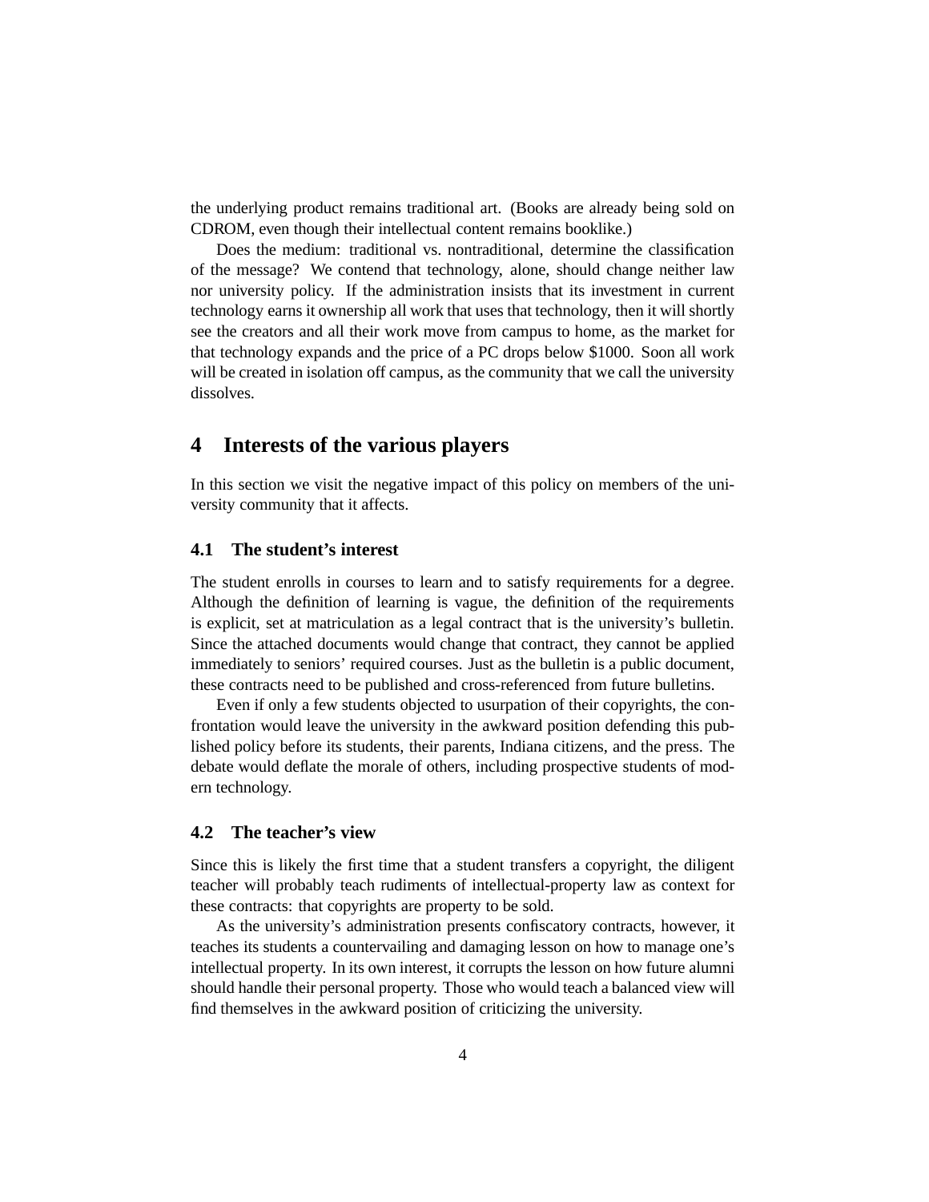the underlying product remains traditional art. (Books are already being sold on CDROM, even though their intellectual content remains booklike.)

Does the medium: traditional vs. nontraditional, determine the classification of the message? We contend that technology, alone, should change neither law nor university policy. If the administration insists that its investment in current technology earns it ownership all work that uses that technology, then it will shortly see the creators and all their work move from campus to home, as the market for that technology expands and the price of a PC drops below $1000. Soon all work will be created in isolation off campus, as the community that we call the university dissolves.

## 4 Interests of the various players

In this section we visit the negative impact of this policy on members of the university community that it affects.

### 4.1 The student's interest

The student enrolls in courses to learn and to satisfy requirements for a degree. Although the definition of learning is vague, the definition of the requirements is explicit, set at matriculation as a legal contract that is the university's bulletin. Since the attached documents would change that contract, they cannot be applied immediately to seniors' required courses. Just as the bulletin is a public document, these contracts need to be published and cross-referenced from future bulletins.

Even if only a few students objected to usurpation of their copyrights, the confrontation would leave the university in the awkward position defending this published policy before its students, their parents, Indiana citizens, and the press. The debate would deflate the morale of others, including prospective students of modern technology.

### 4.2 The teacher's view

Since this is likely the first time that a student transfers a copyright, the diligent teacher will probably teach rudiments of intellectual-property law as context for these contracts: that copyrights are property to be sold.

As the university's administration presents confiscatory contracts, however, it teaches its students a countervailing and damaging lesson on how to manage one's intellectual property. In its own interest, it corrupts the lesson on how future alumni should handle their personal property. Those who would teach a balanced view will find themselves in the awkward position of criticizing the university.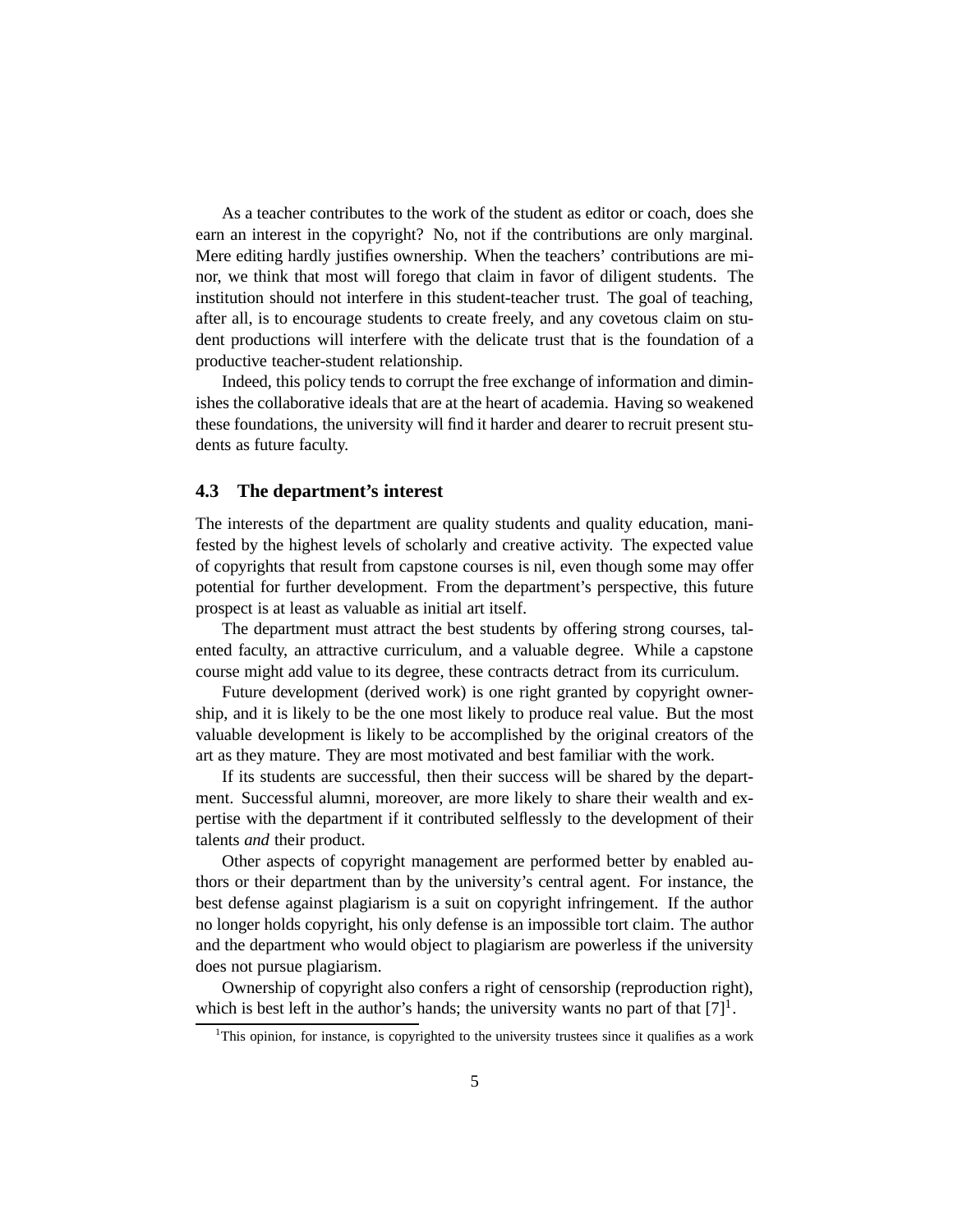As a teacher contributes to the work of the student as editor or coach, does she earn an interest in the copyright? No, not if the contributions are only marginal. Mere editing hardly justifies ownership. When the teachers' contributions are minor, we think that most will forego that claim in favor of diligent students. The institution should not interfere in this student-teacher trust. The goal of teaching, after all, is to encourage students to create freely, and any covetous claim on student productions will interfere with the delicate trust that is the foundation of a productive teacher-student relationship.

Indeed, this policy tends to corrupt the free exchange of information and diminishes the collaborative ideals that are at the heart of academia. Having so weakened these foundations, the university will find it harder and dearer to recruit present students as future faculty.

### 4.3 The department's interest

The interests of the department are quality students and quality education, manifested by the highest levels of scholarly and creative activity. The expected value of copyrights that result from capstone courses is nil, even though some may offer potential for further development. From the department's perspective, this future prospect is at least as valuable as initial art itself.

The department must attract the best students by offering strong courses, talented faculty, an attractive curriculum, and a valuable degree. While a capstone course might add value to its degree, these contracts detract from its curriculum.

Future development (derived work) is one right granted by copyright ownership, and it is likely to be the one most likely to produce real value. But the most valuable development is likely to be accomplished by the original creators of the art as they mature. They are most motivated and best familiar with the work.

If its students are successful, then their success will be shared by the department. Successful alumni, moreover, are more likely to share their wealth and expertise with the department if it contributed selflessly to the development of their talents *and* their product.

Other aspects of copyright management are performed better by enabled authors or their department than by the university's central agent. For instance, the best defense against plagiarism is a suit on copyright infringement. If the author no longer holds copyright, his only defense is an impossible tort claim. The author and the department who would object to plagiarism are powerless if the university does not pursue plagiarism.

Ownership of copyright also confers a right of censorship (reproduction right), which is best left in the author's hands; the university wants no part of that [7][1].

[1] This opinion, for instance, is copyrighted to the university trustees since it qualifies as a work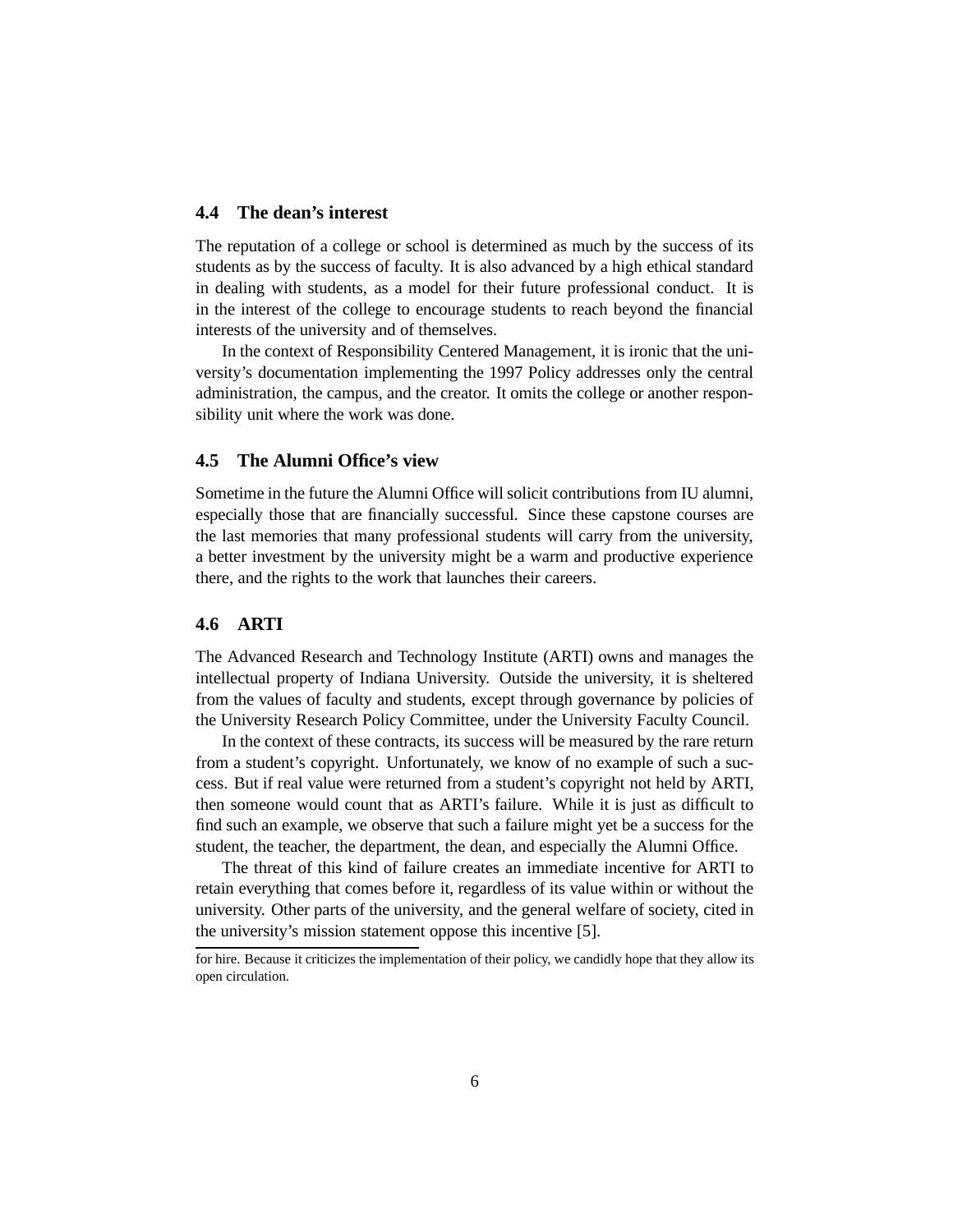### 4.4 The dean's interest

The reputation of a college or school is determined as much by the success of its students as by the success of faculty. It is also advanced by a high ethical standard in dealing with students, as a model for their future professional conduct. It is in the interest of the college to encourage students to reach beyond the financial interests of the university and of themselves.

In the context of Responsibility Centered Management, it is ironic that the university's documentation implementing the 1997 Policy addresses only the central administration, the campus, and the creator. It omits the college or another responsibility unit where the work was done.

### 4.5 The Alumni Office's view

Sometime in the future the Alumni Office will solicit contributions from IU alumni, especially those that are financially successful. Since these capstone courses are the last memories that many professional students will carry from the university, a better investment by the university might be a warm and productive experience there, and the rights to the work that launches their careers.

### 4.6 ARTI

The Advanced Research and Technology Institute (ARTI) owns and manages the intellectual property of Indiana University. Outside the university, it is sheltered from the values of faculty and students, except through governance by policies of the University Research Policy Committee, under the University Faculty Council.

In the context of these contracts, its success will be measured by the rare return from a student's copyright. Unfortunately, we know of no example of such a success. But if real value were returned from a student's copyright not held by ARTI, then someone would count that as ARTI's failure. While it is just as difficult to find such an example, we observe that such a failure might yet be a success for the student, the teacher, the department, the dean, and especially the Alumni Office.

The threat of this kind of failure creates an immediate incentive for ARTI to retain everything that comes before it, regardless of its value within or without the university. Other parts of the university, and the general welfare of society, cited in the university's mission statement oppose this incentive [5].

for hire. Because it criticizes the implementation of their policy, we candidly hope that they allow its open circulation.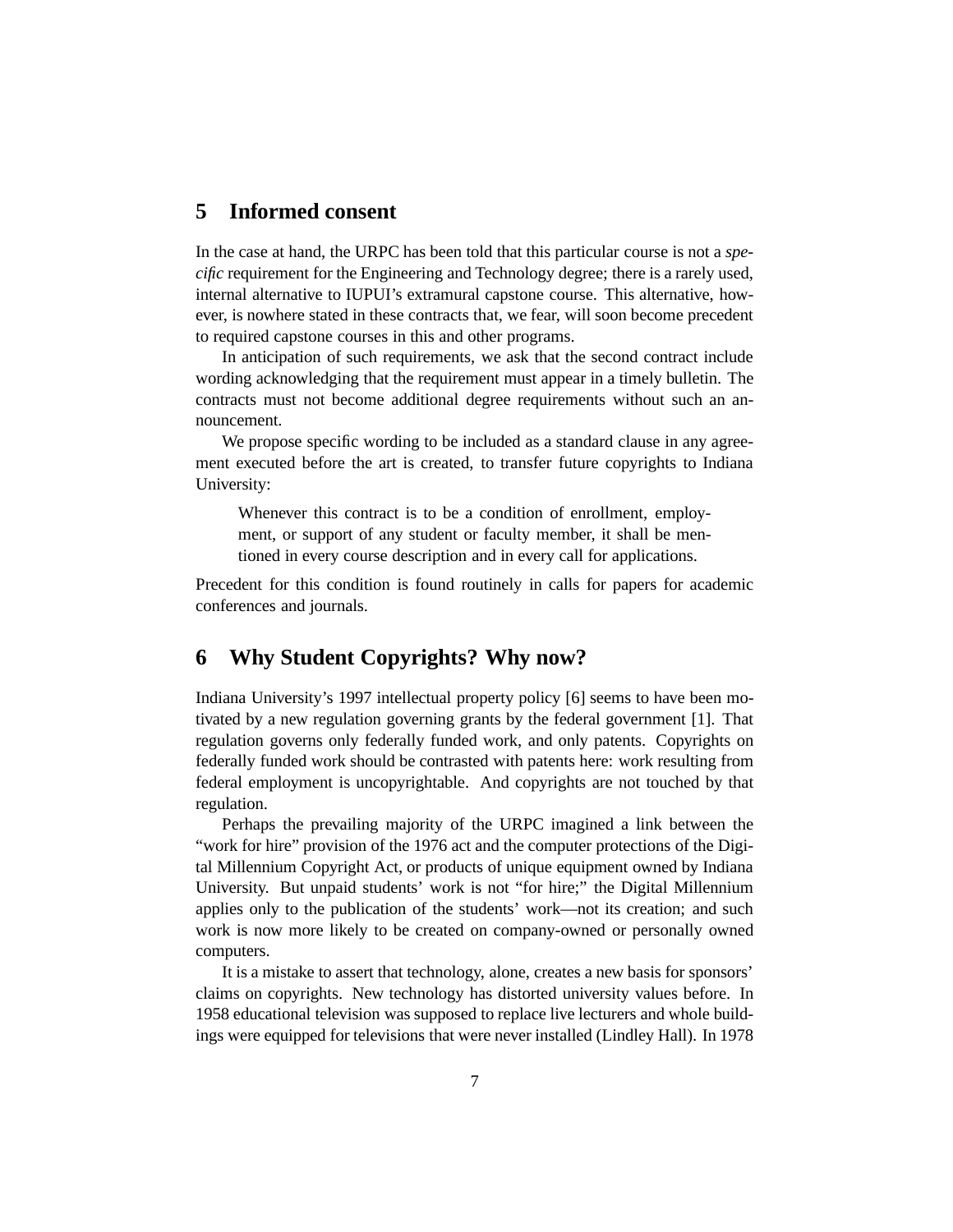## 5 Informed consent

In the case at hand, the URPC has been told that this particular course is not a *specific* requirement for the Engineering and Technology degree; there is a rarely used, internal alternative to IUPUI's extramural capstone course. This alternative, however, is nowhere stated in these contracts that, we fear, will soon become precedent to required capstone courses in this and other programs.

In anticipation of such requirements, we ask that the second contract include wording acknowledging that the requirement must appear in a timely bulletin. The contracts must not become additional degree requirements without such an announcement.

We propose specific wording to be included as a standard clause in any agreement executed before the art is created, to transfer future copyrights to Indiana University:

> Whenever this contract is to be a condition of enrollment, employment, or support of any student or faculty member, it shall be mentioned in every course description and in every call for applications.

Precedent for this condition is found routinely in calls for papers for academic conferences and journals.

## 6 Why Student Copyrights? Why now?

Indiana University's 1997 intellectual property policy [6] seems to have been motivated by a new regulation governing grants by the federal government [1]. That regulation governs only federally funded work, and only patents. Copyrights on federally funded work should be contrasted with patents here: work resulting from federal employment is uncopyrightable. And copyrights are not touched by that regulation.

Perhaps the prevailing majority of the URPC imagined a link between the "work for hire" provision of the 1976 act and the computer protections of the Digital Millennium Copyright Act, or products of unique equipment owned by Indiana University. But unpaid students' work is not "for hire;" the Digital Millennium applies only to the publication of the students' work—not its creation; and such work is now more likely to be created on company-owned or personally owned computers.

It is a mistake to assert that technology, alone, creates a new basis for sponsors' claims on copyrights. New technology has distorted university values before. In 1958 educational television was supposed to replace live lecturers and whole buildings were equipped for televisions that were never installed (Lindley Hall). In 1978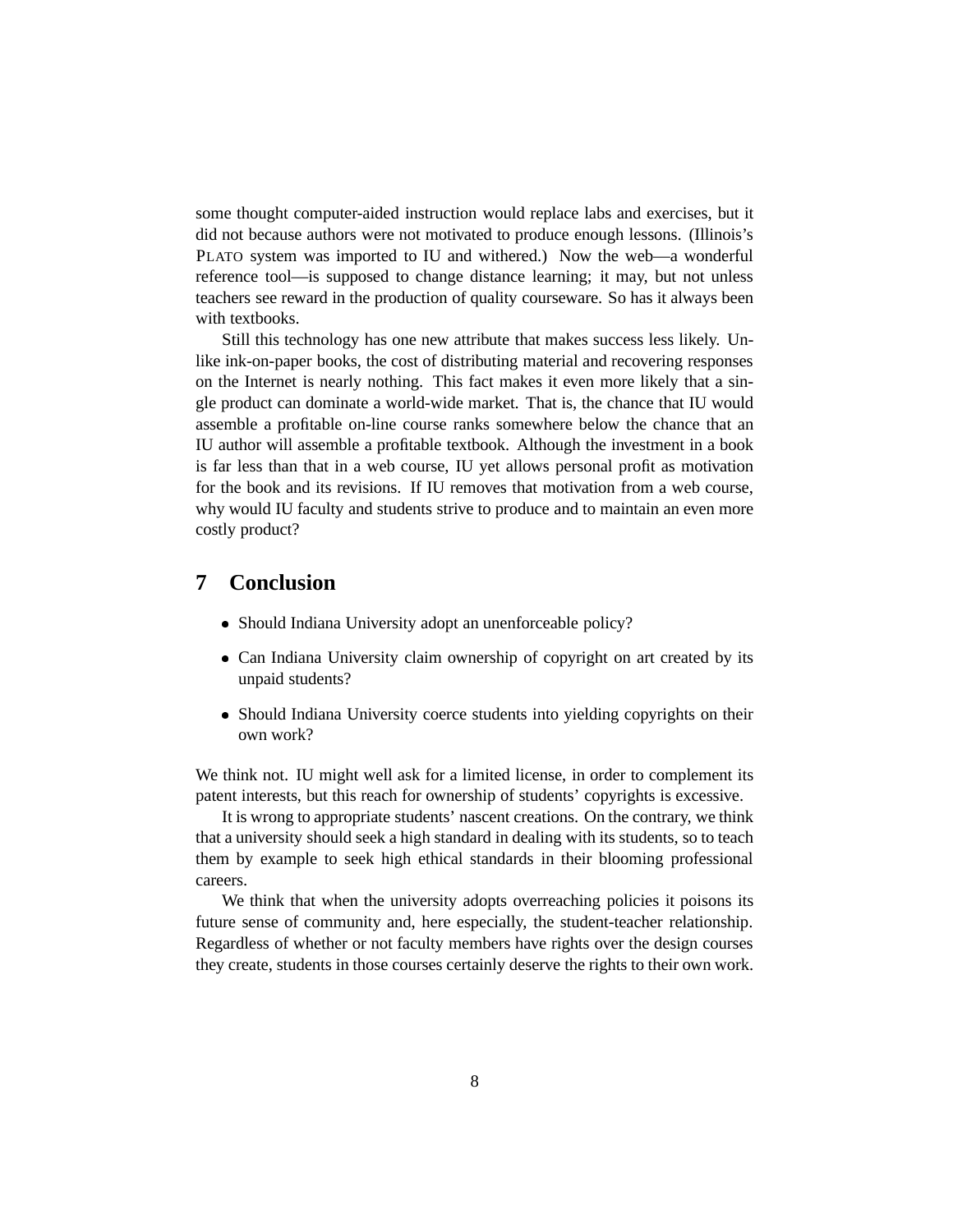some thought computer-aided instruction would replace labs and exercises, but it did not because authors were not motivated to produce enough lessons. (Illinois's PLATO system was imported to IU and withered.) Now the web—a wonderful reference tool—is supposed to change distance learning; it may, but not unless teachers see reward in the production of quality courseware. So has it always been with textbooks.

Still this technology has one new attribute that makes success less likely. Unlike ink-on-paper books, the cost of distributing material and recovering responses on the Internet is nearly nothing. This fact makes it even more likely that a single product can dominate a world-wide market. That is, the chance that IU would assemble a profitable on-line course ranks somewhere below the chance that an IU author will assemble a profitable textbook. Although the investment in a book is far less than that in a web course, IU yet allows personal profit as motivation for the book and its revisions. If IU removes that motivation from a web course, why would IU faculty and students strive to produce and to maintain an even more costly product?

## 7 Conclusion

- Should Indiana University adopt an unenforceable policy?
- Can Indiana University claim ownership of copyright on art created by its unpaid students?
- Should Indiana University coerce students into yielding copyrights on their own work?

We think not. IU might well ask for a limited license, in order to complement its patent interests, but this reach for ownership of students' copyrights is excessive.

It is wrong to appropriate students' nascent creations. On the contrary, we think that a university should seek a high standard in dealing with its students, so to teach them by example to seek high ethical standards in their blooming professional careers.

We think that when the university adopts overreaching policies it poisons its future sense of community and, here especially, the student-teacher relationship. Regardless of whether or not faculty members have rights over the design courses they create, students in those courses certainly deserve the rights to their own work.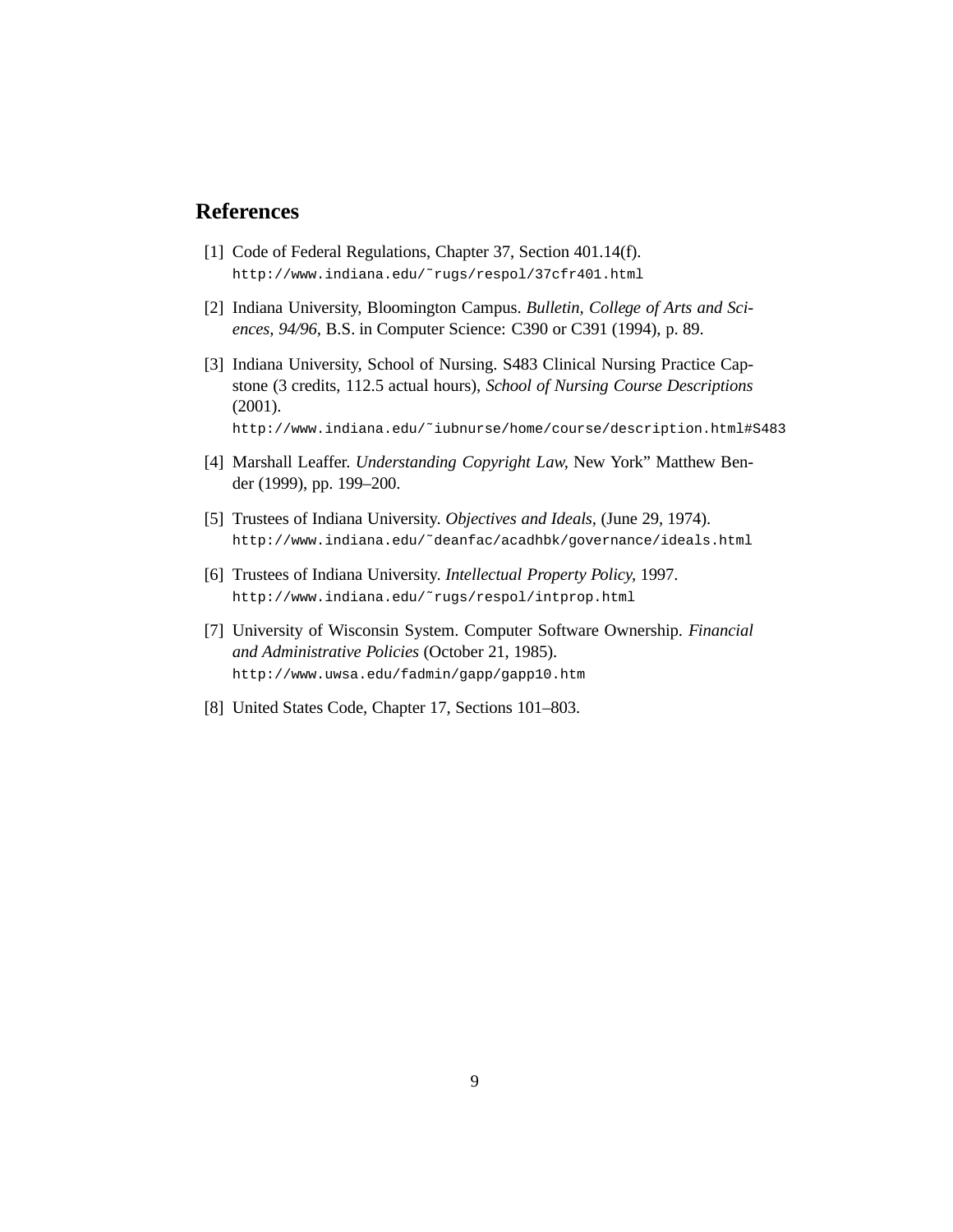## References

[1] Code of Federal Regulations, Chapter 37, Section 401.14(f).
`http://www.indiana.edu/~rugs/respol/37cfr401.html`

[2] Indiana University, Bloomington Campus. *Bulletin, College of Arts and Sciences, 94/96*, B.S. in Computer Science: C390 or C391 (1994), p. 89.

[3] Indiana University, School of Nursing. S483 Clinical Nursing Practice Capstone (3 credits, 112.5 actual hours), *School of Nursing Course Descriptions* (2001).
`http://www.indiana.edu/~iubnurse/home/course/description.html#S483`

[4] Marshall Leaffer. *Understanding Copyright Law*, New York" Matthew Bender (1999), pp. 199–200.

[5] Trustees of Indiana University. *Objectives and Ideals*, (June 29, 1974).
`http://www.indiana.edu/~deanfac/acadhbk/governance/ideals.html`

[6] Trustees of Indiana University. *Intellectual Property Policy*, 1997.
`http://www.indiana.edu/~rugs/respol/intprop.html`

[7] University of Wisconsin System. Computer Software Ownership. *Financial and Administrative Policies* (October 21, 1985).
`http://www.uwsa.edu/fadmin/gapp/gapp10.htm`

[8] United States Code, Chapter 17, Sections 101–803.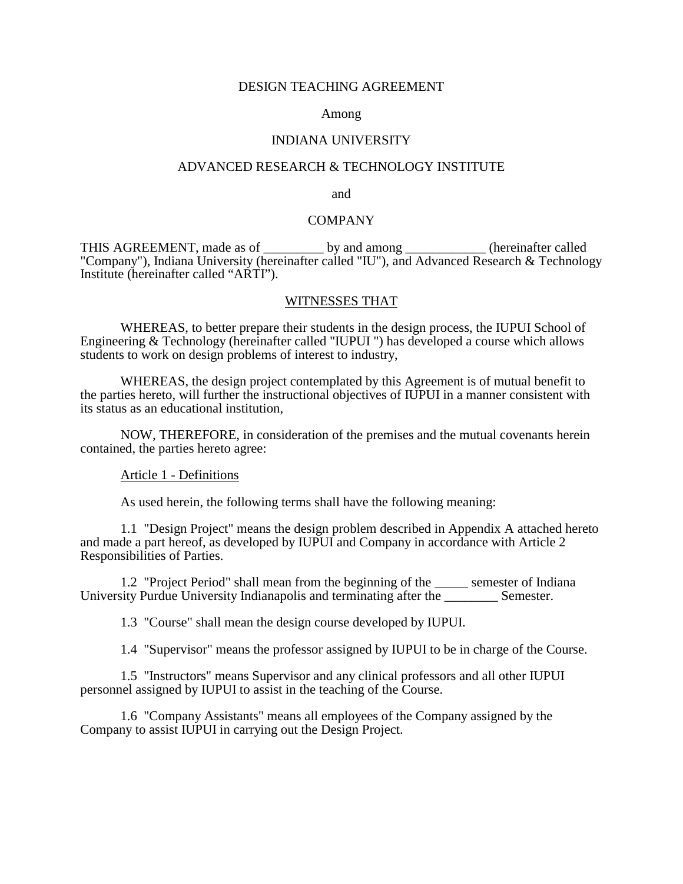DESIGN TEACHING AGREEMENT

Among

INDIANA UNIVERSITY

ADVANCED RESEARCH & TECHNOLOGY INSTITUTE

and

COMPANY

THIS AGREEMENT, made as of _________ by and among ____________ (hereinafter called "Company"), Indiana University (hereinafter called "IU"), and Advanced Research & Technology Institute (hereinafter called "ARTI").

WITNESSES THAT

WHEREAS, to better prepare their students in the design process, the IUPUI School of Engineering & Technology (hereinafter called "IUPUI ") has developed a course which allows students to work on design problems of interest to industry,

WHEREAS, the design project contemplated by this Agreement is of mutual benefit to the parties hereto, will further the instructional objectives of IUPUI in a manner consistent with its status as an educational institution,

NOW, THEREFORE, in consideration of the premises and the mutual covenants herein contained, the parties hereto agree:

Article 1 - Definitions

As used herein, the following terms shall have the following meaning:

1.1 "Design Project" means the design problem described in Appendix A attached hereto and made a part hereof, as developed by IUPUI and Company in accordance with Article 2 Responsibilities of Parties.

1.2 "Project Period" shall mean from the beginning of the _____ semester of Indiana University Purdue University Indianapolis and terminating after the ________ Semester.

1.3 "Course" shall mean the design course developed by IUPUI.

1.4 "Supervisor" means the professor assigned by IUPUI to be in charge of the Course.

1.5 "Instructors" means Supervisor and any clinical professors and all other IUPUI personnel assigned by IUPUI to assist in the teaching of the Course.

1.6 "Company Assistants" means all employees of the Company assigned by the Company to assist IUPUI in carrying out the Design Project.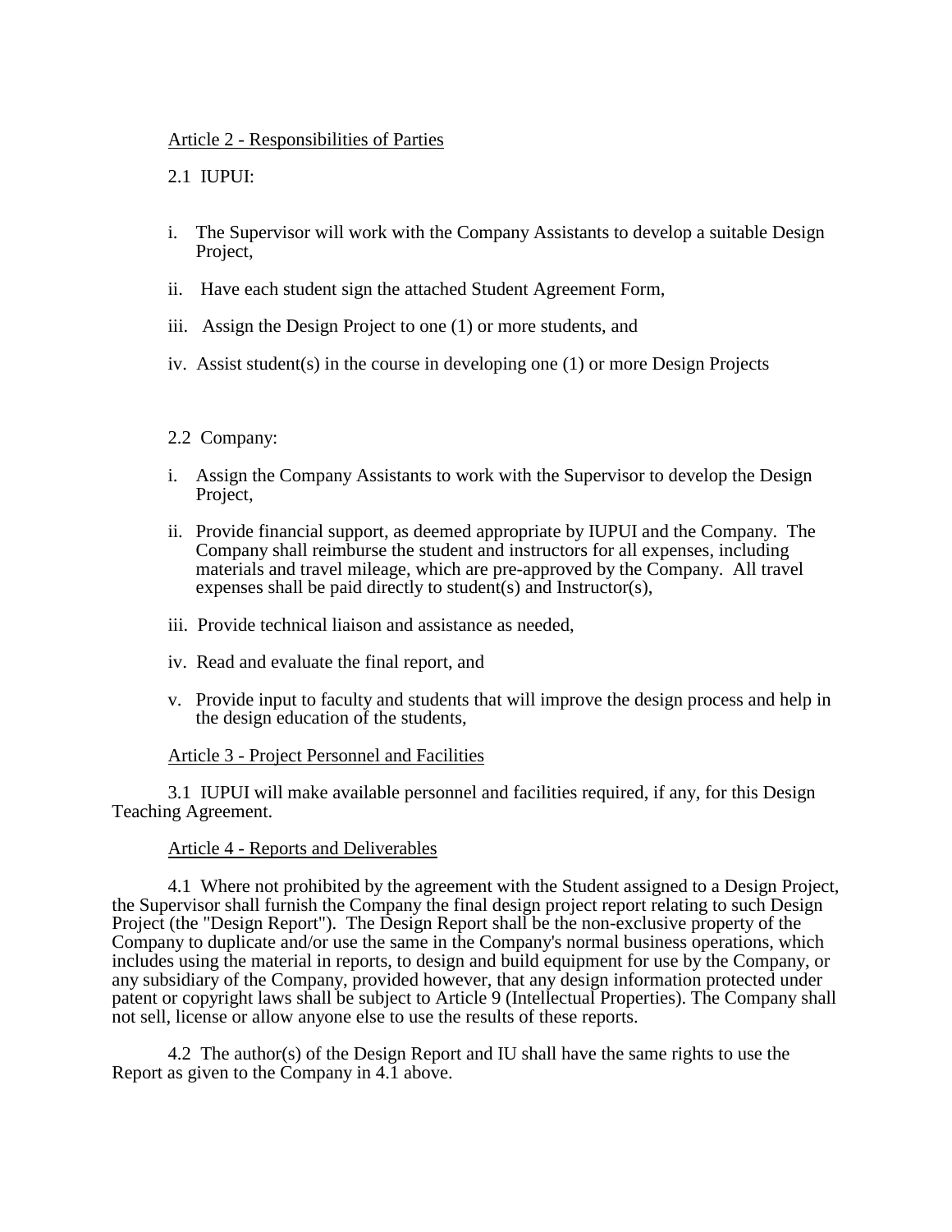Article 2 - Responsibilities of Parties

2.1 IUPUI:

i. The Supervisor will work with the Company Assistants to develop a suitable Design Project,

ii. Have each student sign the attached Student Agreement Form,

iii. Assign the Design Project to one (1) or more students, and

iv. Assist student(s) in the course in developing one (1) or more Design Projects

2.2 Company:

i. Assign the Company Assistants to work with the Supervisor to develop the Design Project,

ii. Provide financial support, as deemed appropriate by IUPUI and the Company. The Company shall reimburse the student and instructors for all expenses, including materials and travel mileage, which are pre-approved by the Company. All travel expenses shall be paid directly to student(s) and Instructor(s),

iii. Provide technical liaison and assistance as needed,

iv. Read and evaluate the final report, and

v. Provide input to faculty and students that will improve the design process and help in the design education of the students,

Article 3 - Project Personnel and Facilities

3.1 IUPUI will make available personnel and facilities required, if any, for this Design Teaching Agreement.

Article 4 - Reports and Deliverables

4.1 Where not prohibited by the agreement with the Student assigned to a Design Project, the Supervisor shall furnish the Company the final design project report relating to such Design Project (the "Design Report"). The Design Report shall be the non-exclusive property of the Company to duplicate and/or use the same in the Company's normal business operations, which includes using the material in reports, to design and build equipment for use by the Company, or any subsidiary of the Company, provided however, that any design information protected under patent or copyright laws shall be subject to Article 9 (Intellectual Properties). The Company shall not sell, license or allow anyone else to use the results of these reports.

4.2 The author(s) of the Design Report and IU shall have the same rights to use the Report as given to the Company in 4.1 above.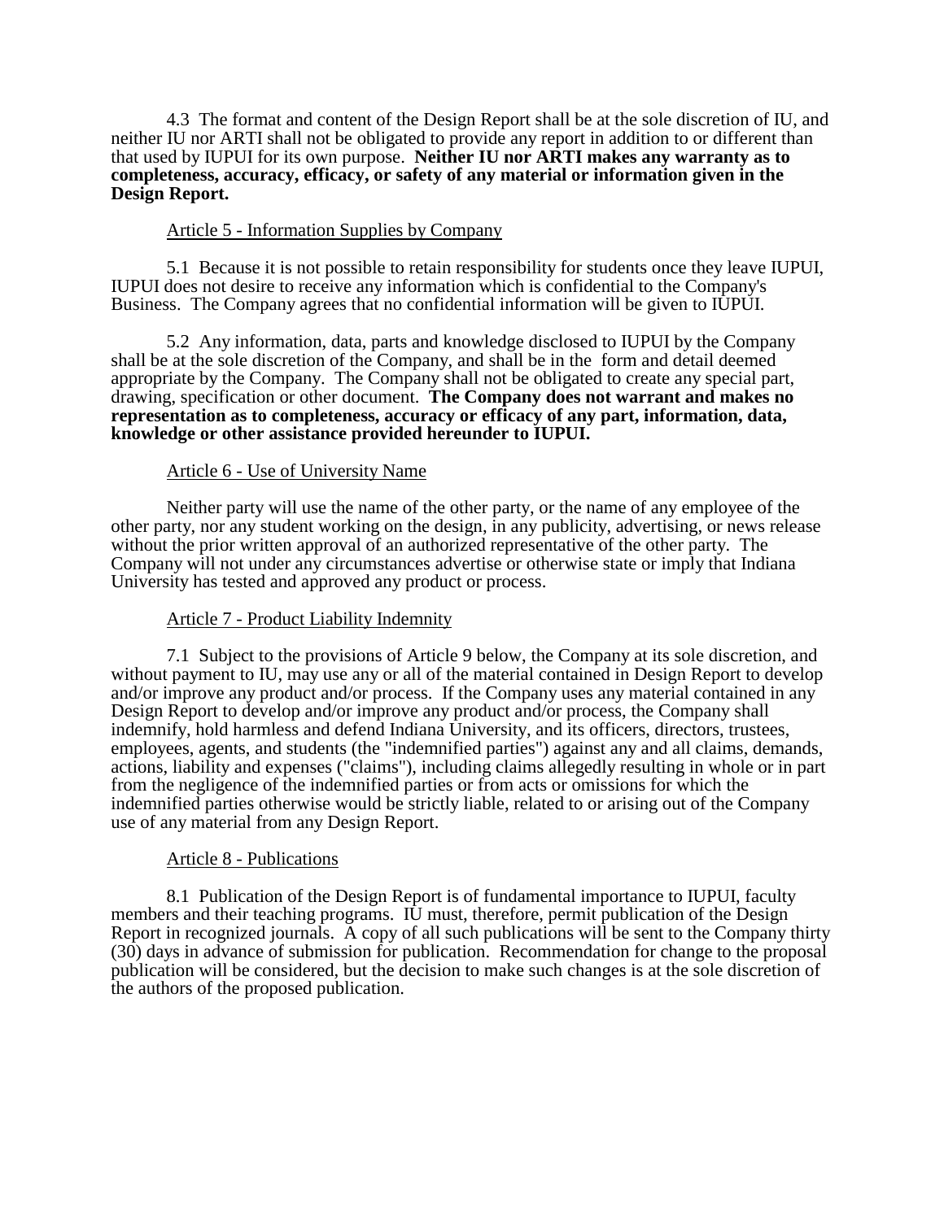4.3 The format and content of the Design Report shall be at the sole discretion of IU, and neither IU nor ARTI shall not be obligated to provide any report in addition to or different than that used by IUPUI for its own purpose. **Neither IU nor ARTI makes any warranty as to completeness, accuracy, efficacy, or safety of any material or information given in the Design Report.**

Article 5 - Information Supplies by Company

5.1 Because it is not possible to retain responsibility for students once they leave IUPUI, IUPUI does not desire to receive any information which is confidential to the Company's Business. The Company agrees that no confidential information will be given to IUPUI.

5.2 Any information, data, parts and knowledge disclosed to IUPUI by the Company shall be at the sole discretion of the Company, and shall be in the form and detail deemed appropriate by the Company. The Company shall not be obligated to create any special part, drawing, specification or other document. **The Company does not warrant and makes no representation as to completeness, accuracy or efficacy of any part, information, data, knowledge or other assistance provided hereunder to IUPUI.**

Article 6 - Use of University Name

Neither party will use the name of the other party, or the name of any employee of the other party, nor any student working on the design, in any publicity, advertising, or news release without the prior written approval of an authorized representative of the other party. The Company will not under any circumstances advertise or otherwise state or imply that Indiana University has tested and approved any product or process.

Article 7 - Product Liability Indemnity

7.1 Subject to the provisions of Article 9 below, the Company at its sole discretion, and without payment to IU, may use any or all of the material contained in Design Report to develop and/or improve any product and/or process. If the Company uses any material contained in any Design Report to develop and/or improve any product and/or process, the Company shall indemnify, hold harmless and defend Indiana University, and its officers, directors, trustees, employees, agents, and students (the "indemnified parties") against any and all claims, demands, actions, liability and expenses ("claims"), including claims allegedly resulting in whole or in part from the negligence of the indemnified parties or from acts or omissions for which the indemnified parties otherwise would be strictly liable, related to or arising out of the Company use of any material from any Design Report.

Article 8 - Publications

8.1 Publication of the Design Report is of fundamental importance to IUPUI, faculty members and their teaching programs. IU must, therefore, permit publication of the Design Report in recognized journals. A copy of all such publications will be sent to the Company thirty (30) days in advance of submission for publication. Recommendation for change to the proposal publication will be considered, but the decision to make such changes is at the sole discretion of the authors of the proposed publication.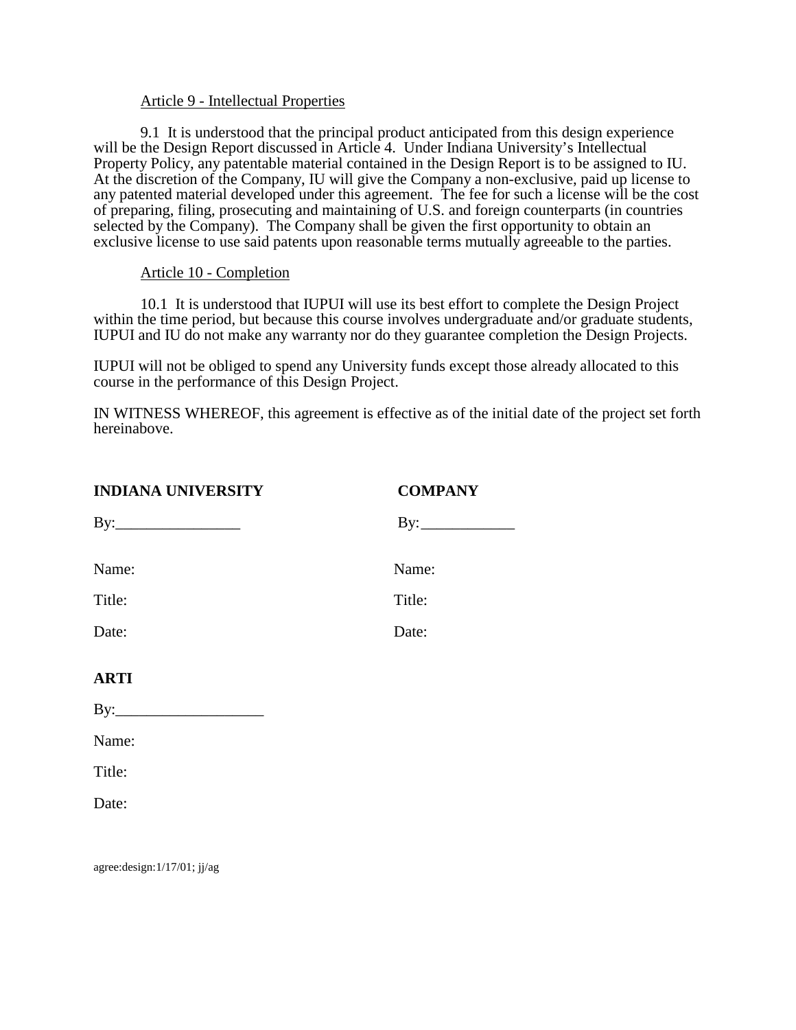<u>Article 9 - Intellectual Properties</u>

9.1 It is understood that the principal product anticipated from this design experience will be the Design Report discussed in Article 4. Under Indiana University's Intellectual Property Policy, any patentable material contained in the Design Report is to be assigned to IU. At the discretion of the Company, IU will give the Company a non-exclusive, paid up license to any patented material developed under this agreement. The fee for such a license will be the cost of preparing, filing, prosecuting and maintaining of U.S. and foreign counterparts (in countries selected by the Company). The Company shall be given the first opportunity to obtain an exclusive license to use said patents upon reasonable terms mutually agreeable to the parties.

<u>Article 10 - Completion</u>

10.1 It is understood that IUPUI will use its best effort to complete the Design Project within the time period, but because this course involves undergraduate and/or graduate students, IUPUI and IU do not make any warranty nor do they guarantee completion the Design Projects.

IUPUI will not be obliged to spend any University funds except those already allocated to this course in the performance of this Design Project.

IN WITNESS WHEREOF, this agreement is effective as of the initial date of the project set forth hereinabove.

**INDIANA UNIVERSITY**

By:________________

Name:

Title:

Date:

**COMPANY**

By:____________

Name:

Title:

Date:

**ARTI**

By:___________________

Name:

Title:

Date:

agree:design:1/17/01; jj/ag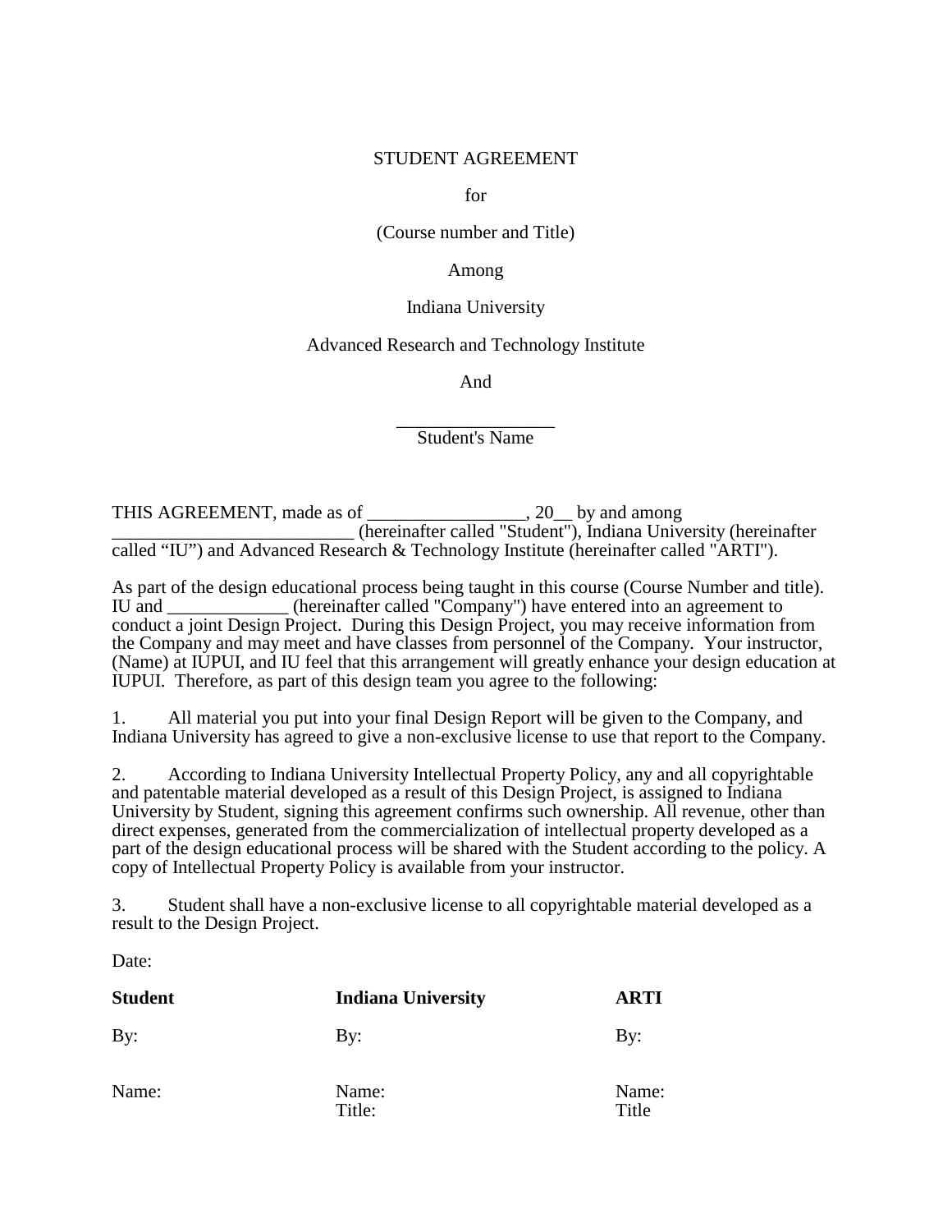STUDENT AGREEMENT

for

(Course number and Title)

Among

Indiana University

Advanced Research and Technology Institute

And

_________________
Student's Name

THIS AGREEMENT, made as of _________________, 20__ by and among __________________________ (hereinafter called "Student"), Indiana University (hereinafter called "IU") and Advanced Research & Technology Institute (hereinafter called "ARTI").

As part of the design educational process being taught in this course (Course Number and title). IU and _____________ (hereinafter called "Company") have entered into an agreement to conduct a joint Design Project. During this Design Project, you may receive information from the Company and may meet and have classes from personnel of the Company. Your instructor, (Name) at IUPUI, and IU feel that this arrangement will greatly enhance your design education at IUPUI. Therefore, as part of this design team you agree to the following:

1. All material you put into your final Design Report will be given to the Company, and Indiana University has agreed to give a non-exclusive license to use that report to the Company.

2. According to Indiana University Intellectual Property Policy, any and all copyrightable and patentable material developed as a result of this Design Project, is assigned to Indiana University by Student, signing this agreement confirms such ownership. All revenue, other than direct expenses, generated from the commercialization of intellectual property developed as a part of the design educational process will be shared with the Student according to the policy. A copy of Intellectual Property Policy is available from your instructor.

3. Student shall have a non-exclusive license to all copyrightable material developed as a result to the Design Project.

Date:

| **Student** | **Indiana University** | **ARTI** |
|---|---|---|
| By: | By: | By: |
| Name: | Name:<br>Title: | Name:<br>Title |